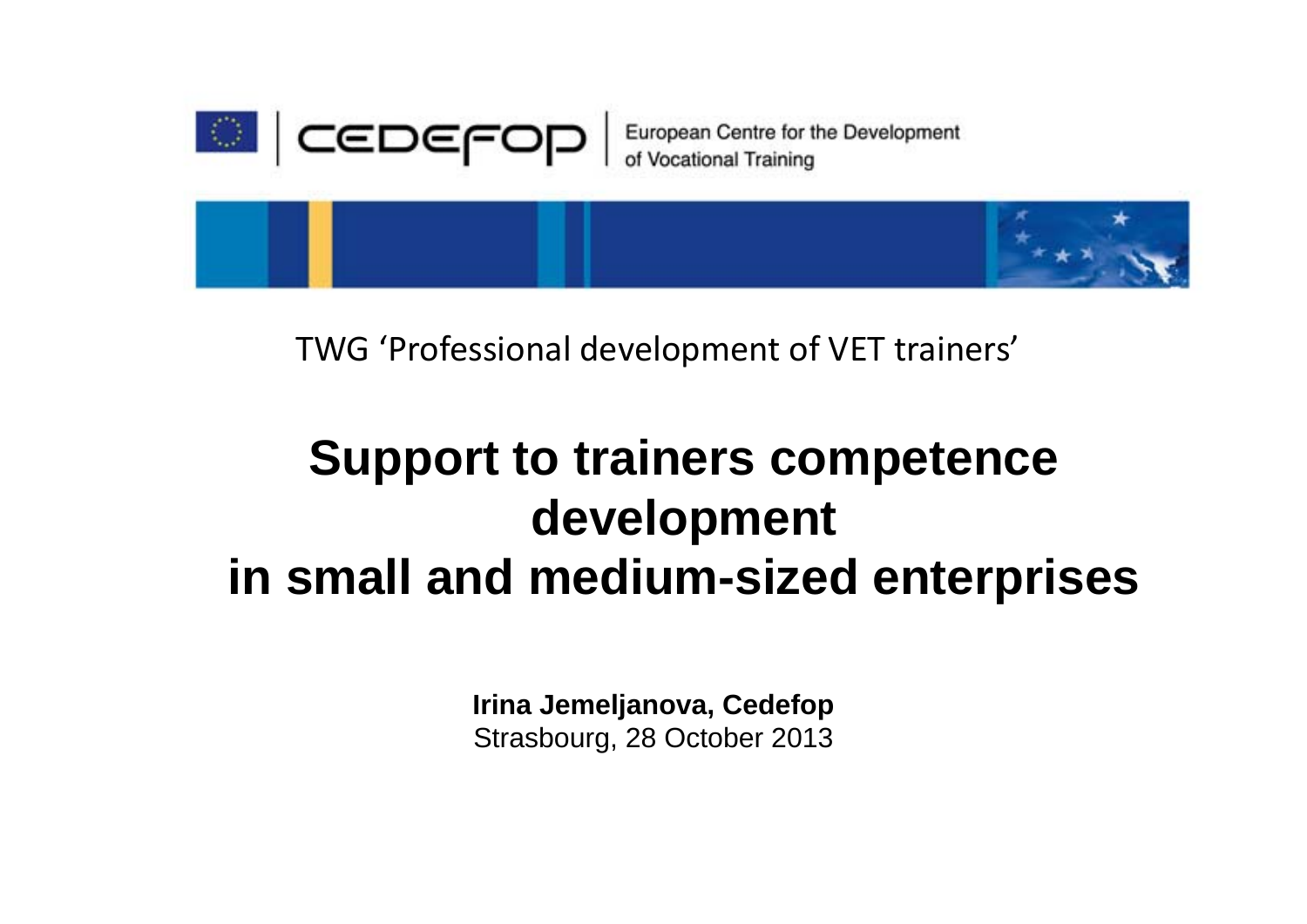CEDEFOP | European Centre for the Development of Vocational Training

TWG 'Professional development of VET trainers'

# Support to trainers competence development in small and medium-sized enterprises

**Irina Jemeljanova, Cedefop**
Strasbourg, 28 October 2013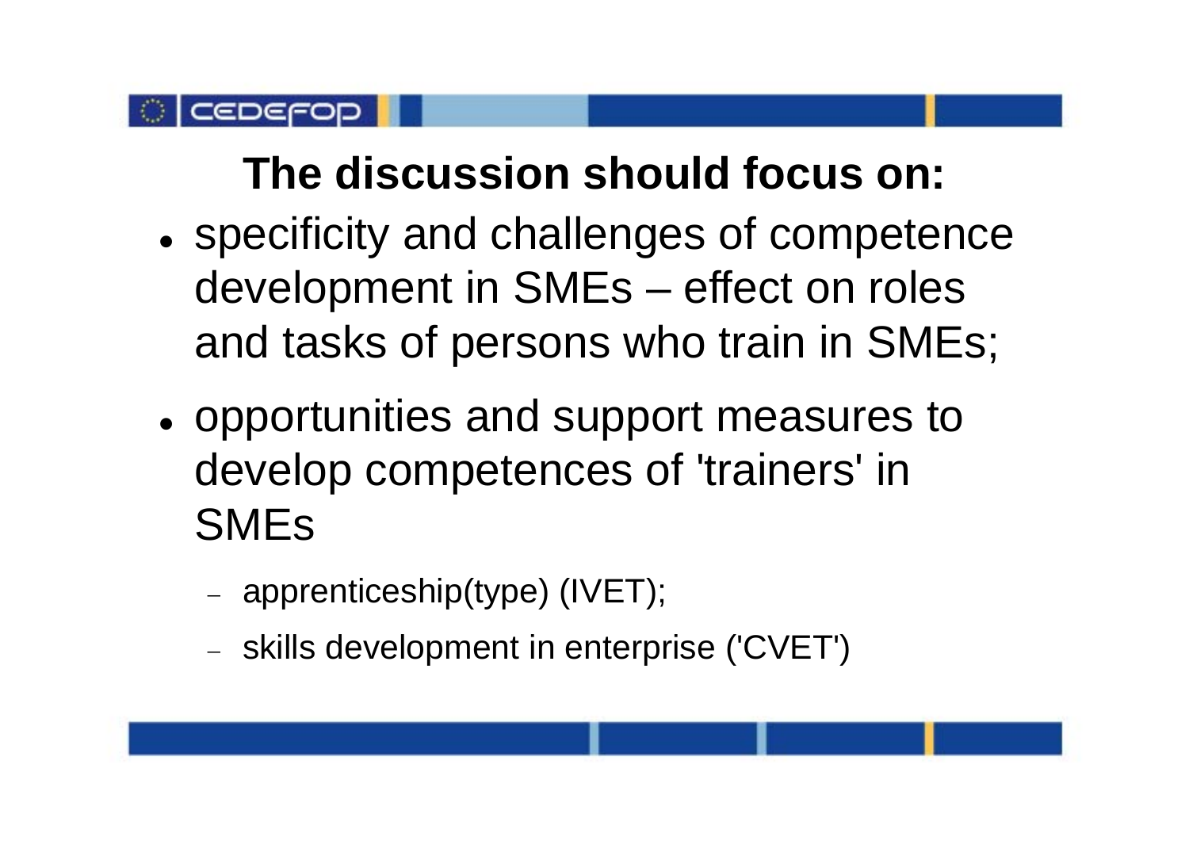# The discussion should focus on:

- specificity and challenges of competence development in SMEs – effect on roles and tasks of persons who train in SMEs;
- opportunities and support measures to develop competences of 'trainers' in SMEs
  - apprenticeship(type) (IVET);
  - skills development in enterprise ('CVET')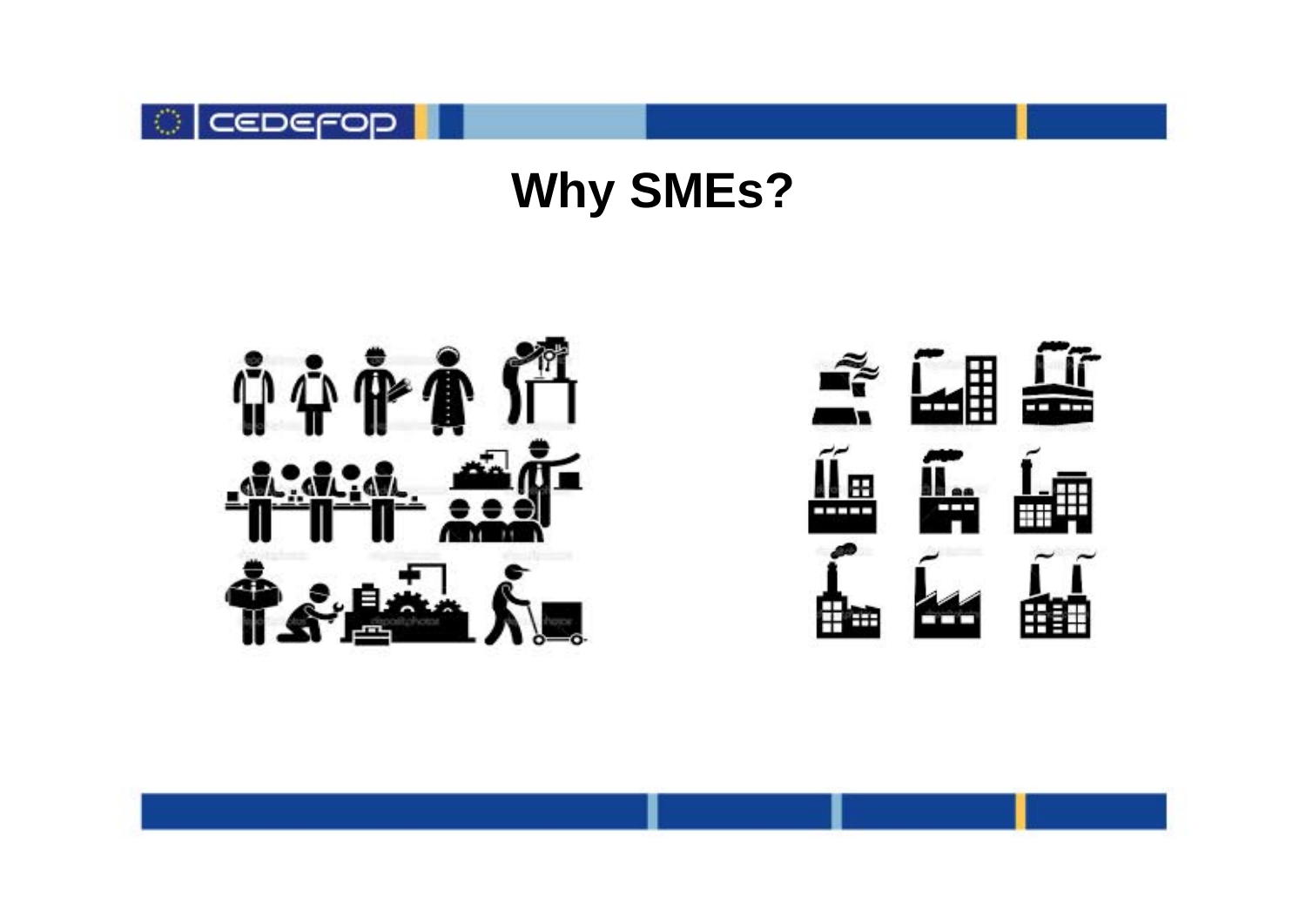# Why SMEs?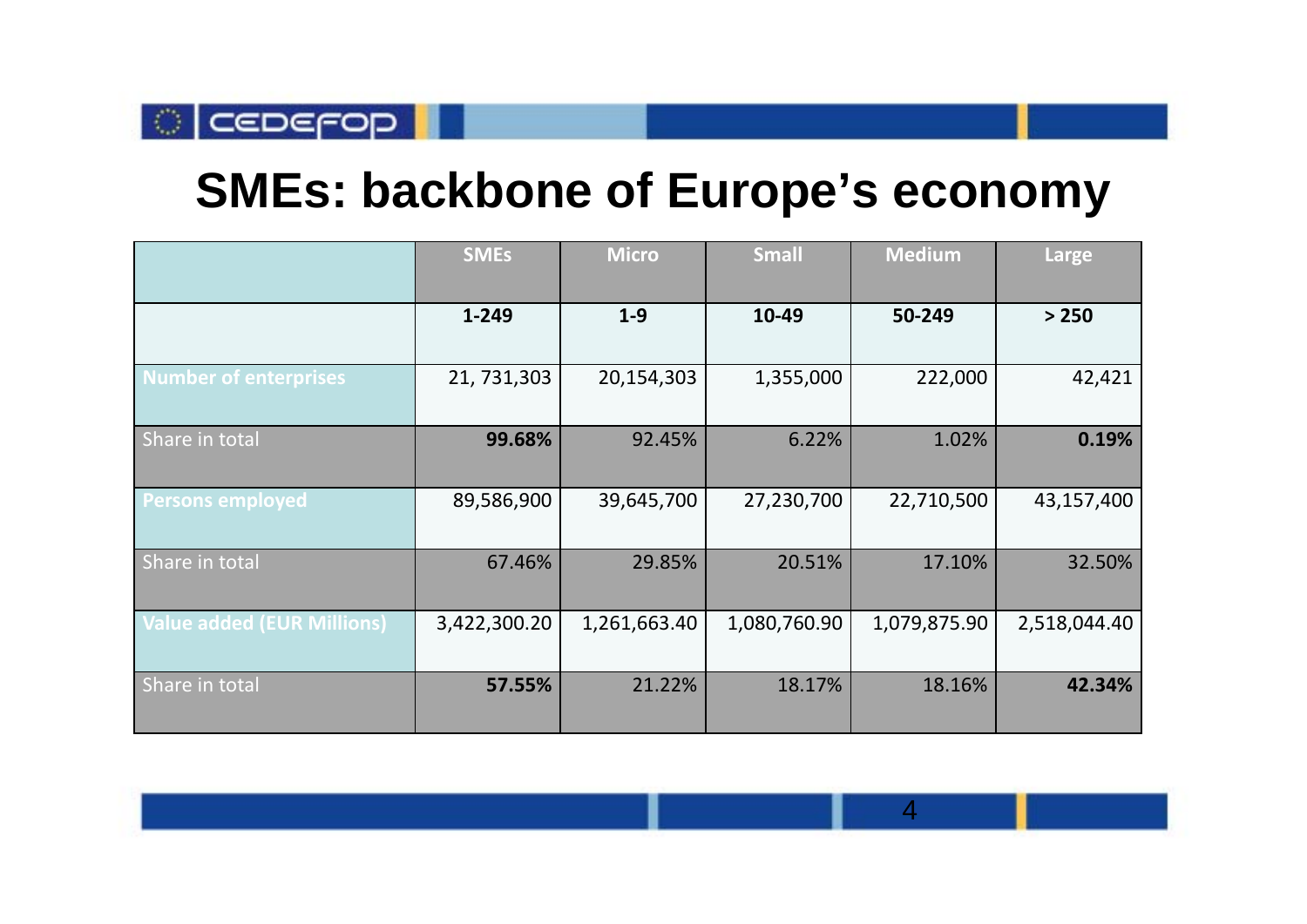# SMEs: backbone of Europe's economy

| | SMEs | Micro | Small | Medium | Large |
|---|---|---|---|---|---|
| | **1-249** | **1-9** | **10-49** | **50-249** | **> 250** |
| Number of enterprises | 21, 731,303 | 20,154,303 | 1,355,000 | 222,000 | 42,421 |
| Share in total | **99.68%** | 92.45% | 6.22% | 1.02% | **0.19%** |
| Persons employed | 89,586,900 | 39,645,700 | 27,230,700 | 22,710,500 | 43,157,400 |
| Share in total | 67.46% | 29.85% | 20.51% | 17.10% | 32.50% |
| Value added (EUR Millions) | 3,422,300.20 | 1,261,663.40 | 1,080,760.90 | 1,079,875.90 | 2,518,044.40 |
| Share in total | **57.55%** | 21.22% | 18.17% | 18.16% | **42.34%** |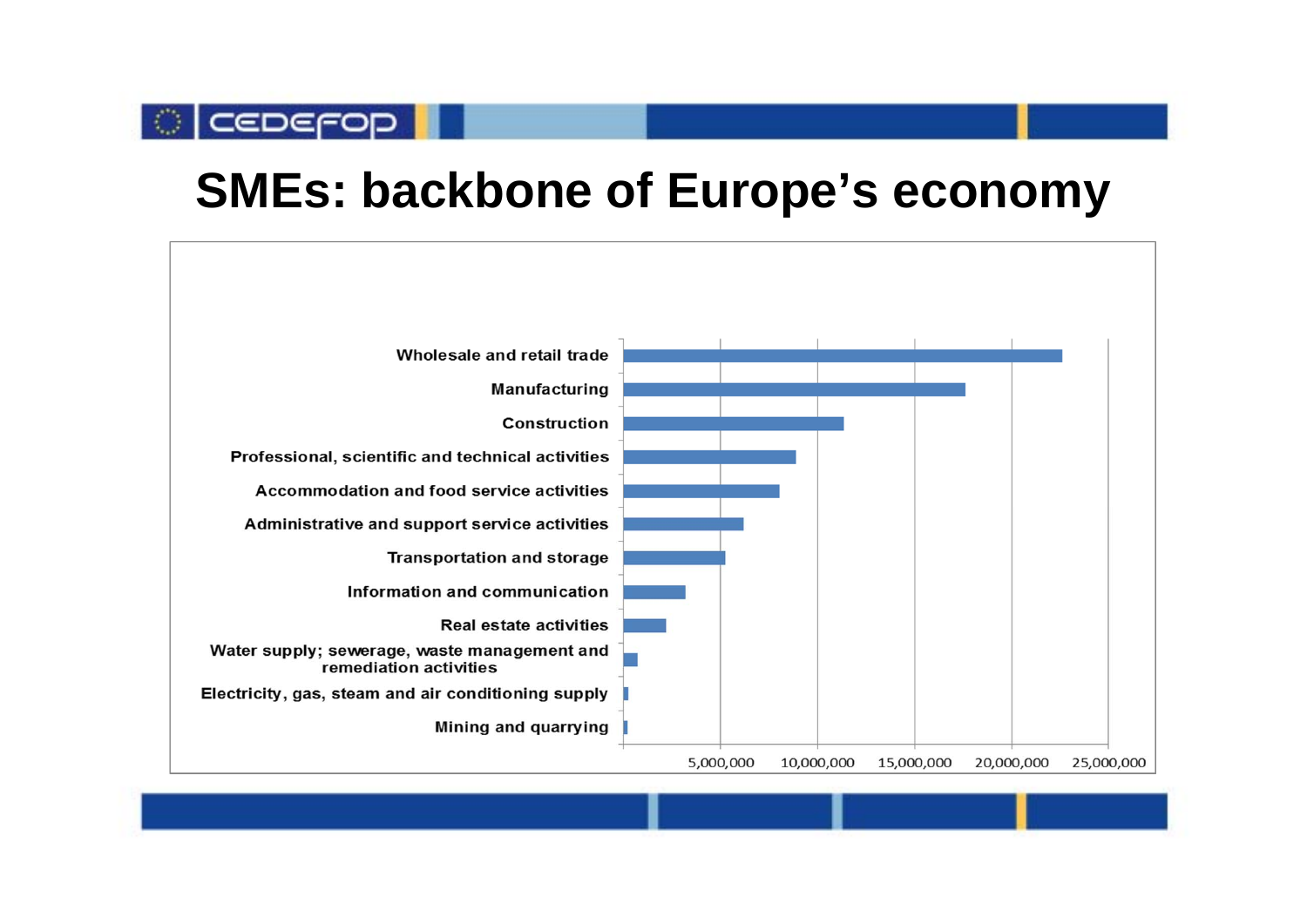# SMEs: backbone of Europe's economy

Wholesale and retail trade

Manufacturing

Construction

Professional, scientific and technical activities

Accommodation and food service activities

Administrative and support service activities

Transportation and storage

Information and communication

Real estate activities

Water supply; sewerage, waste management and remediation activities

Electricity, gas, steam and air conditioning supply

Mining and quarrying

5,000,000 10,000,000 15,000,000 20,000,000 25,000,000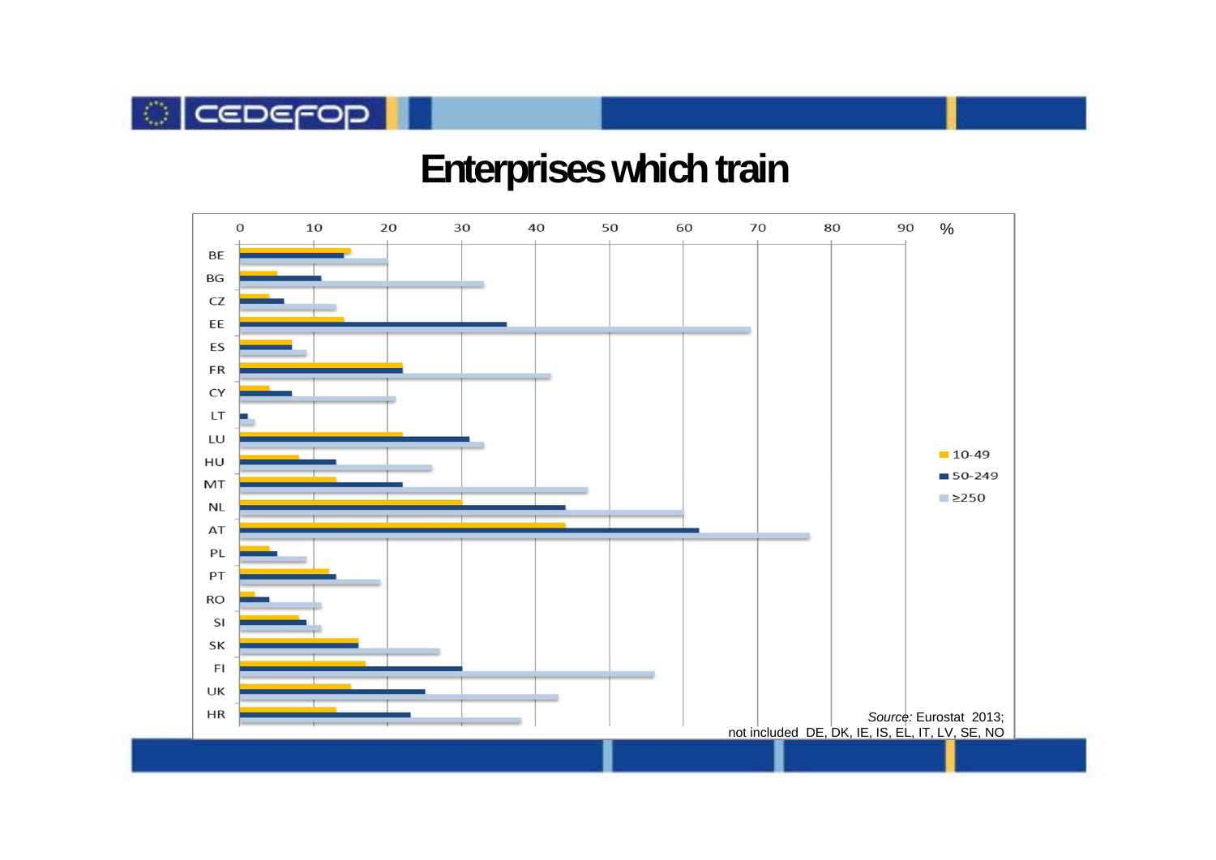# Enterprises which train

%

BE, BG, CZ, EE, ES, FR, CY, LT, LU, HU, MT, NL, AT, PL, PT, RO, SI, SK, FI, UK, HR

0, 10, 20, 30, 40, 50, 60, 70, 80, 90

10-49
50-249
≥250

*Source:* Eurostat 2013;
not included DE, DK, IE, IS, EL, IT, LV, SE, NO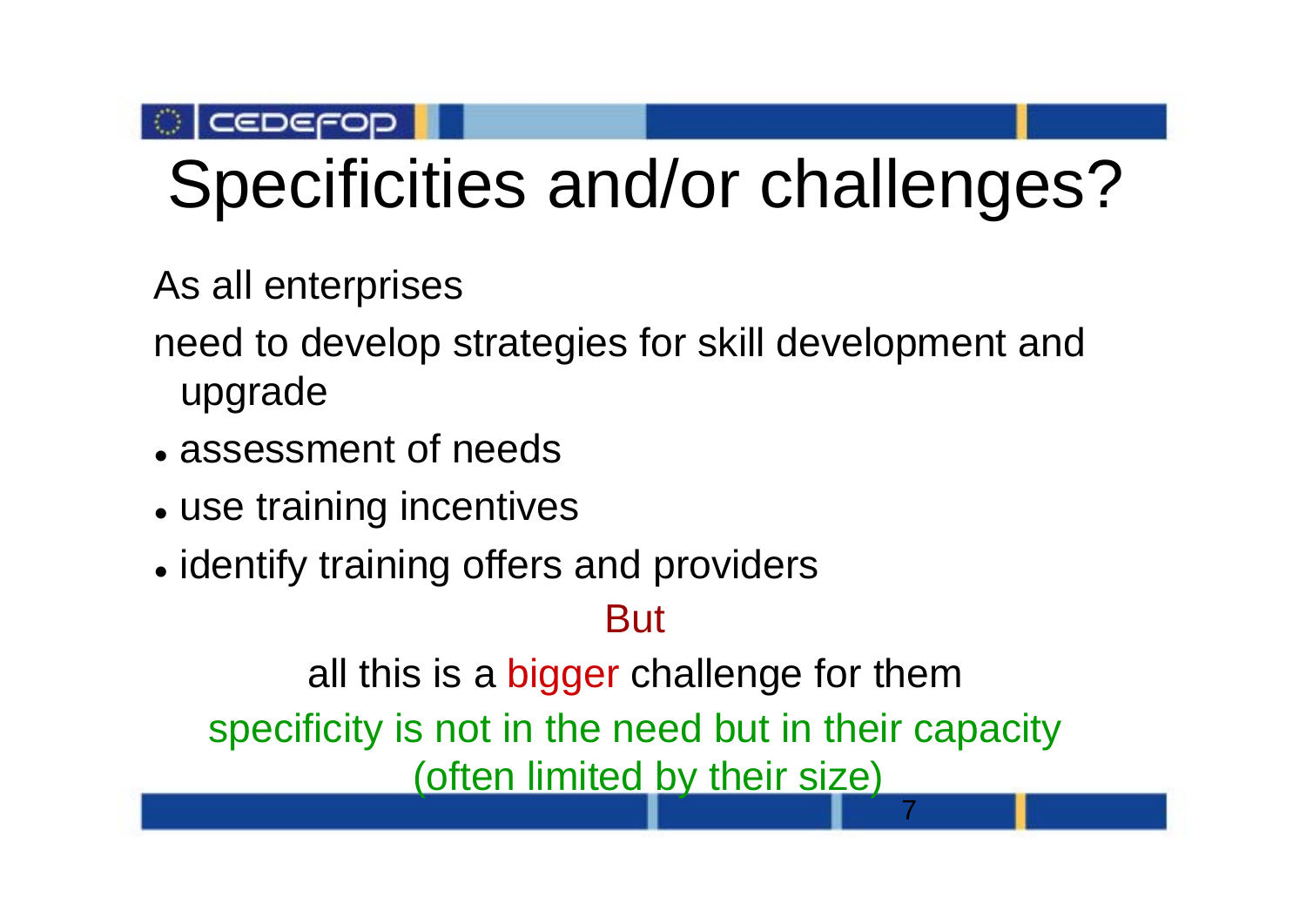# Specificities and/or challenges?

As all enterprises

need to develop strategies for skill development and upgrade

- assessment of needs
- use training incentives
- identify training offers and providers

But

all this is a bigger challenge for them

specificity is not in the need but in their capacity (often limited by their size)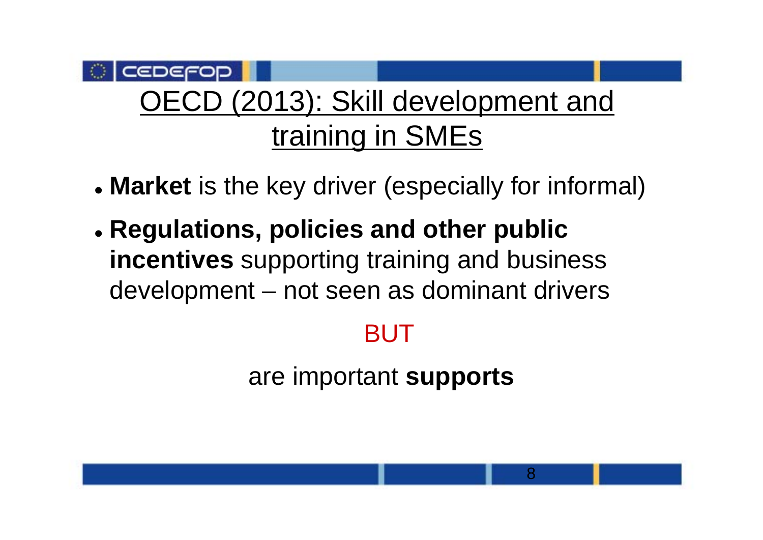# OECD (2013): Skill development and training in SMEs

- **Market** is the key driver (especially for informal)
- **Regulations, policies and other public incentives** supporting training and business development – not seen as dominant drivers

BUT

are important **supports**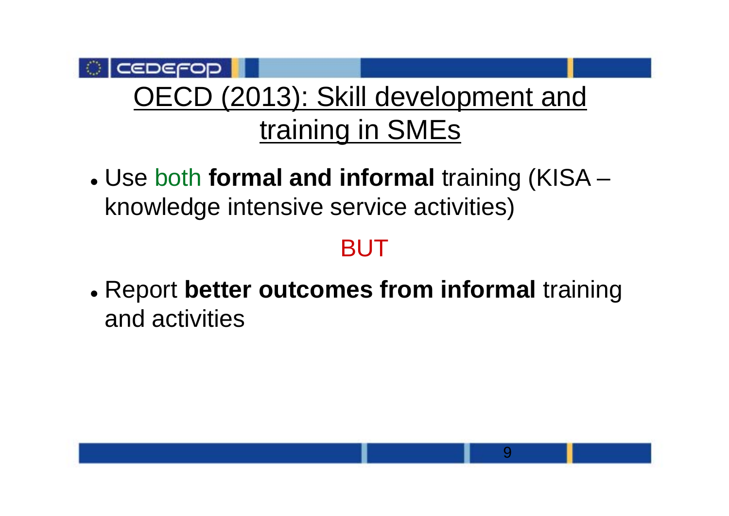# OECD (2013): Skill development and training in SMEs

- Use both **formal and informal** training (KISA – knowledge intensive service activities)

BUT

- Report **better outcomes from informal** training and activities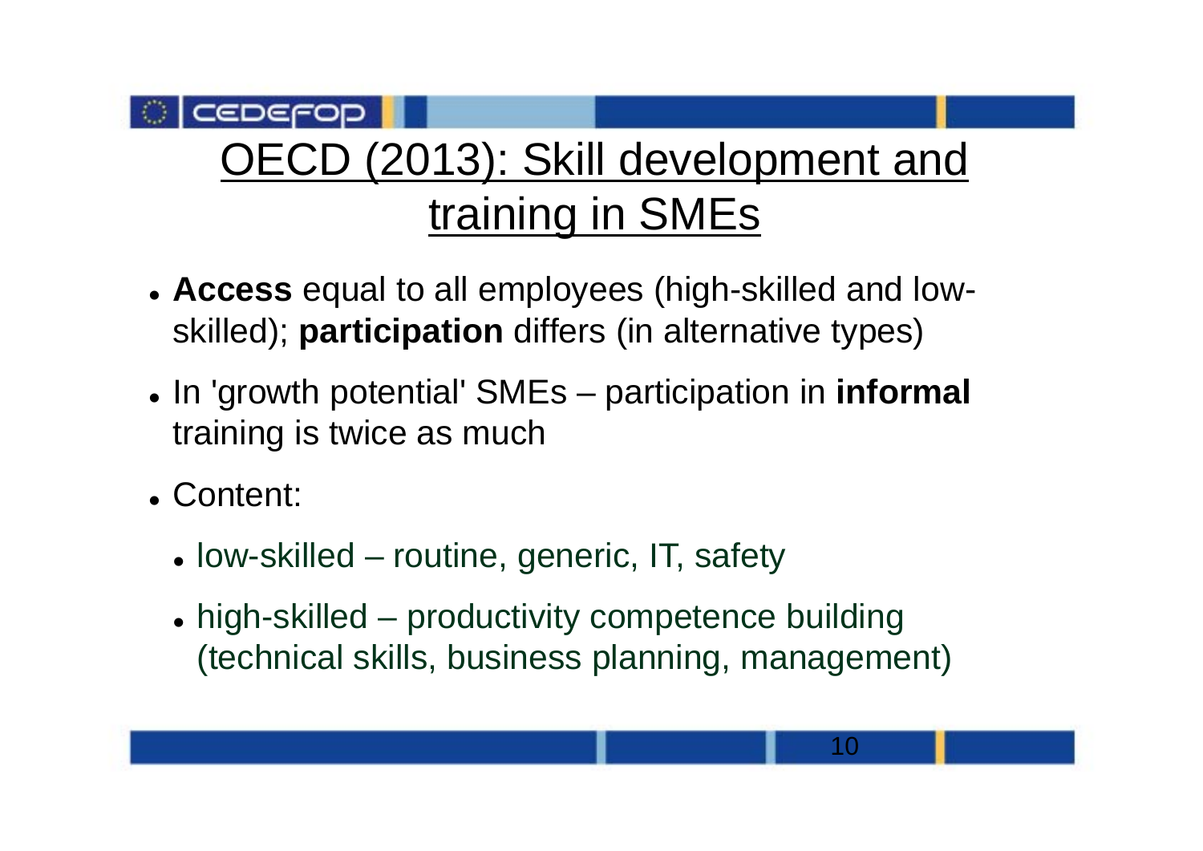# OECD (2013): Skill development and training in SMEs

- **Access** equal to all employees (high-skilled and low-skilled); **participation** differs (in alternative types)
- In 'growth potential' SMEs – participation in **informal** training is twice as much
- Content:
  - low-skilled – routine, generic, IT, safety
  - high-skilled – productivity competence building (technical skills, business planning, management)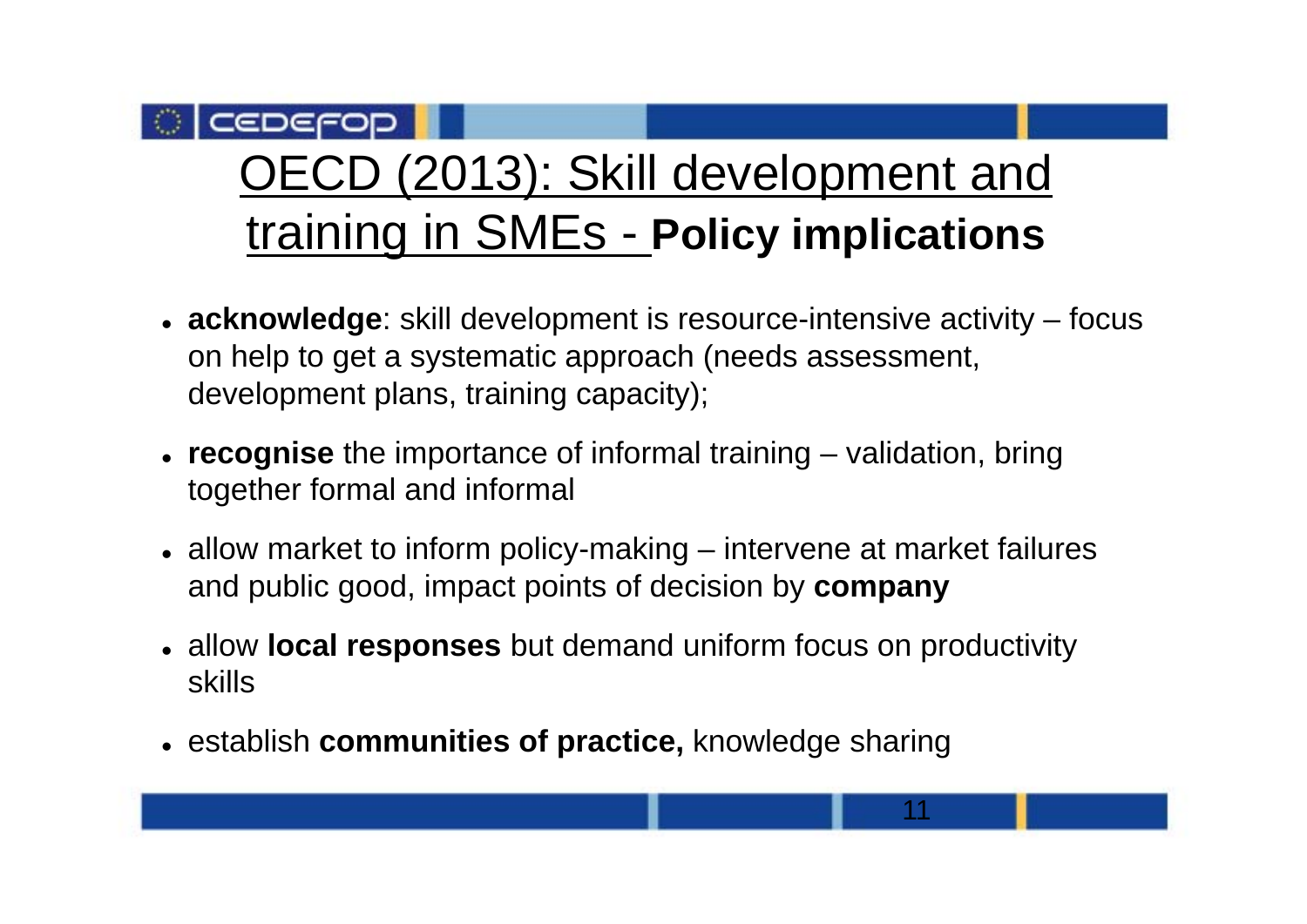# OECD (2013): Skill development and training in SMEs - **Policy implications**

- **acknowledge**: skill development is resource-intensive activity – focus on help to get a systematic approach (needs assessment, development plans, training capacity);
- **recognise** the importance of informal training – validation, bring together formal and informal
- allow market to inform policy-making – intervene at market failures and public good, impact points of decision by **company**
- allow **local responses** but demand uniform focus on productivity skills
- establish **communities of practice,** knowledge sharing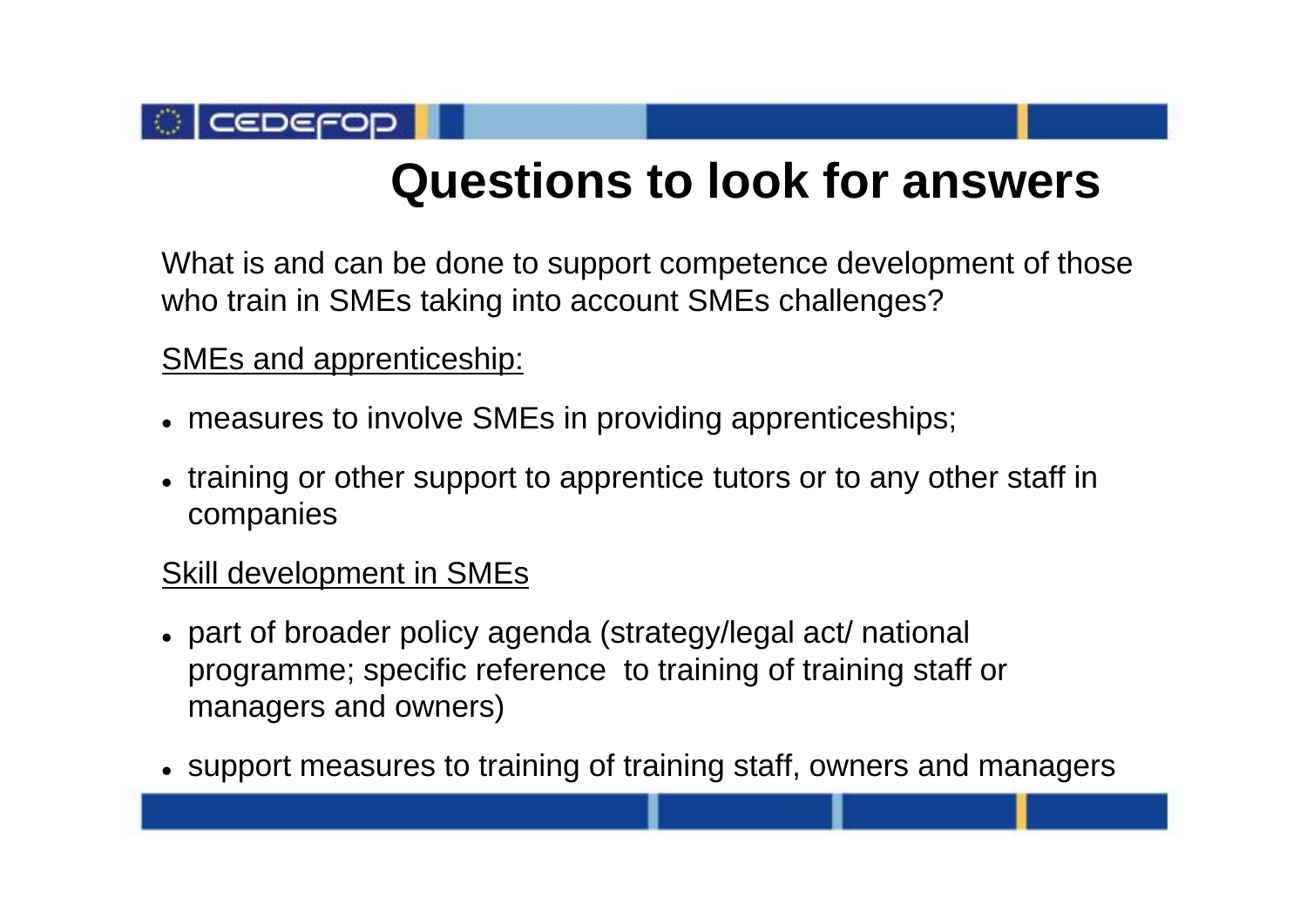# Questions to look for answers

What is and can be done to support competence development of those who train in SMEs taking into account SMEs challenges?

<u>SMEs and apprenticeship:</u>

- measures to involve SMEs in providing apprenticeships;
- training or other support to apprentice tutors or to any other staff in companies

<u>Skill development in SMEs</u>

- part of broader policy agenda (strategy/legal act/ national programme; specific reference to training of training staff or managers and owners)
- support measures to training of training staff, owners and managers